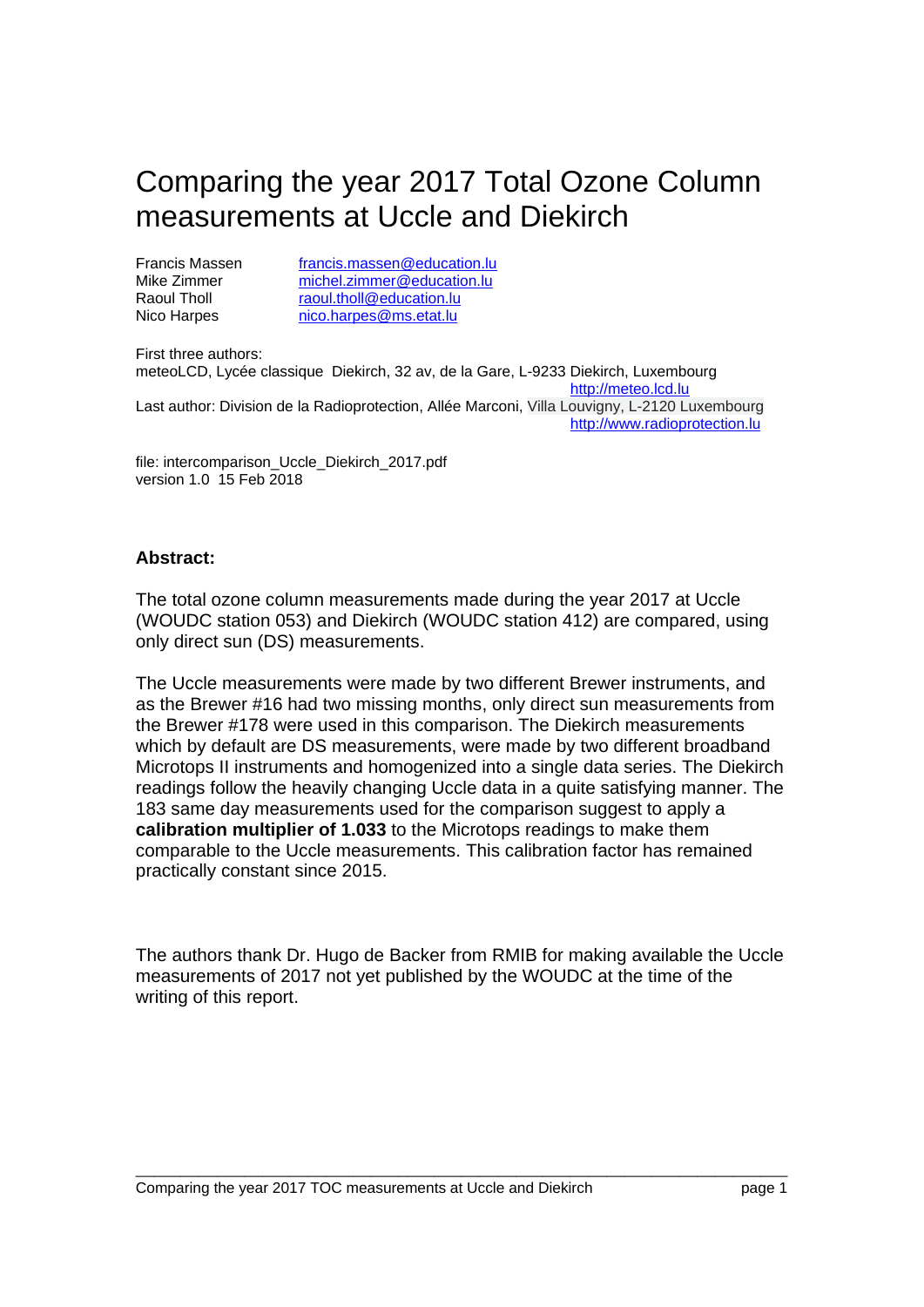# Comparing the year 2017 Total Ozone Column measurements at Uccle and Diekirch

Francis Massen francis.massen@education.lu
Mike Zimmer michel.zimmer@education.lu
Raoul Tholl raoul.tholl@education.lu
Nico Harpes nico.harpes@ms.etat.lu

First three authors:
meteoLCD, Lycée classique Diekirch, 32 av, de la Gare, L-9233 Diekirch, Luxembourg
http://meteo.lcd.lu
Last author: Division de la Radioprotection, Allée Marconi, Villa Louvigny, L-2120 Luxembourg
http://www.radioprotection.lu

file: intercomparison_Uccle_Diekirch_2017.pdf
version 1.0 15 Feb 2018

**Abstract:**

The total ozone column measurements made during the year 2017 at Uccle (WOUDC station 053) and Diekirch (WOUDC station 412) are compared, using only direct sun (DS) measurements.

The Uccle measurements were made by two different Brewer instruments, and as the Brewer #16 had two missing months, only direct sun measurements from the Brewer #178 were used in this comparison. The Diekirch measurements which by default are DS measurements, were made by two different broadband Microtops II instruments and homogenized into a single data series. The Diekirch readings follow the heavily changing Uccle data in a quite satisfying manner. The 183 same day measurements used for the comparison suggest to apply a **calibration multiplier of 1.033** to the Microtops readings to make them comparable to the Uccle measurements. This calibration factor has remained practically constant since 2015.

The authors thank Dr. Hugo de Backer from RMIB for making available the Uccle measurements of 2017 not yet published by the WOUDC at the time of the writing of this report.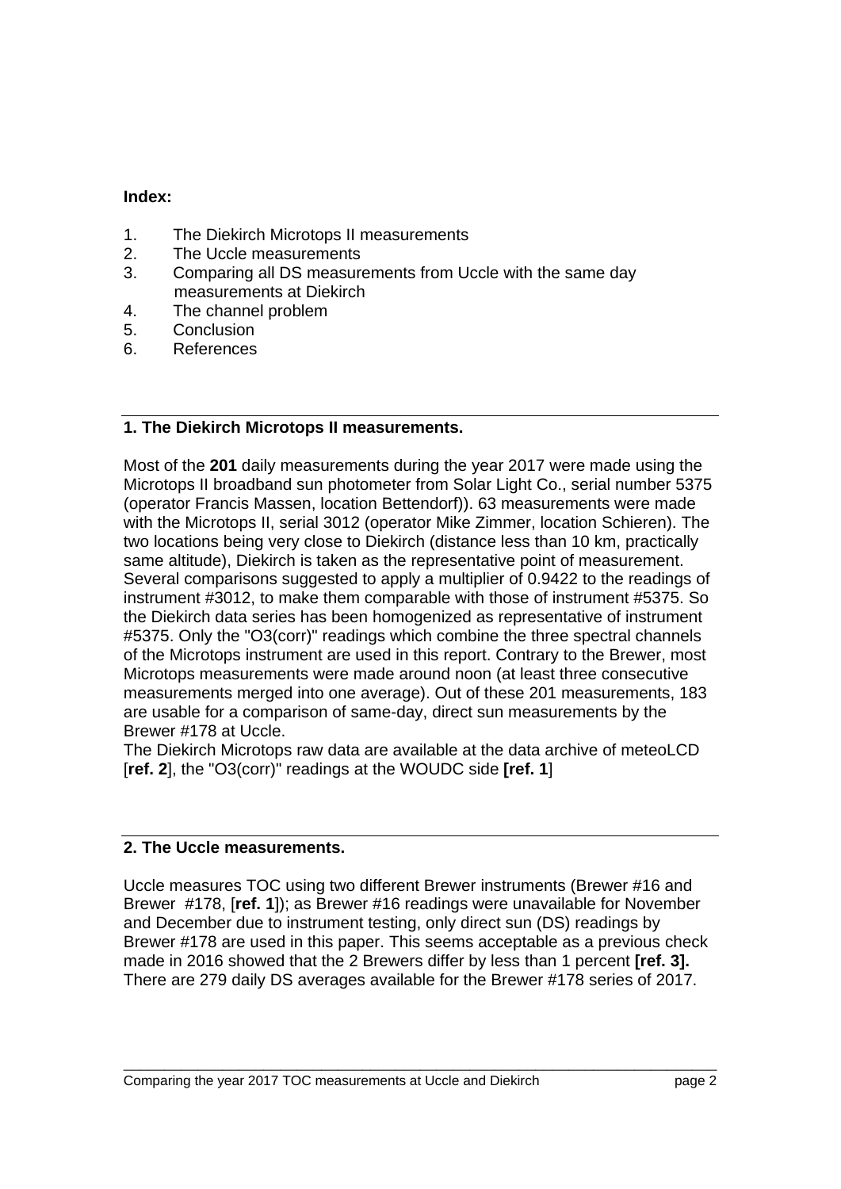**Index:**

1. The Diekirch Microtops II measurements
2. The Uccle measurements
3. Comparing all DS measurements from Uccle with the same day measurements at Diekirch
4. The channel problem
5. Conclusion
6. References

## 1. The Diekirch Microtops II measurements.

Most of the **201** daily measurements during the year 2017 were made using the Microtops II broadband sun photometer from Solar Light Co., serial number 5375 (operator Francis Massen, location Bettendorf)). 63 measurements were made with the Microtops II, serial 3012 (operator Mike Zimmer, location Schieren). The two locations being very close to Diekirch (distance less than 10 km, practically same altitude), Diekirch is taken as the representative point of measurement. Several comparisons suggested to apply a multiplier of 0.9422 to the readings of instrument #3012, to make them comparable with those of instrument #5375. So the Diekirch data series has been homogenized as representative of instrument #5375. Only the "O3(corr)" readings which combine the three spectral channels of the Microtops instrument are used in this report. Contrary to the Brewer, most Microtops measurements were made around noon (at least three consecutive measurements merged into one average). Out of these 201 measurements, 183 are usable for a comparison of same-day, direct sun measurements by the Brewer #178 at Uccle.

The Diekirch Microtops raw data are available at the data archive of meteoLCD [**ref. 2**], the "O3(corr)" readings at the WOUDC side **[ref. 1**]

## 2. The Uccle measurements.

Uccle measures TOC using two different Brewer instruments (Brewer #16 and Brewer #178, [**ref. 1**]); as Brewer #16 readings were unavailable for November and December due to instrument testing, only direct sun (DS) readings by Brewer #178 are used in this paper. This seems acceptable as a previous check made in 2016 showed that the 2 Brewers differ by less than 1 percent **[ref. 3].** There are 279 daily DS averages available for the Brewer #178 series of 2017.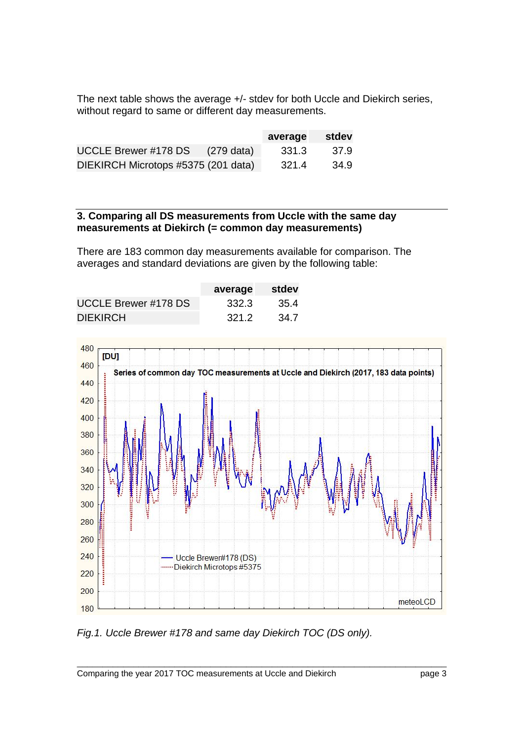The next table shows the average +/- stdev for both Uccle and Diekirch series, without regard to same or different day measurements.

| | average | stdev |
|---|---|---|
| UCCLE Brewer #178 DS (279 data) | 331.3 | 37.9 |
| DIEKIRCH Microtops #5375 (201 data) | 321.4 | 34.9 |

### 3. Comparing all DS measurements from Uccle with the same day measurements at Diekirch (= common day measurements)

There are 183 common day measurements available for comparison. The averages and standard deviations are given by the following table:

| | average | stdev |
|---|---|---|
| UCCLE Brewer #178 DS | 332.3 | 35.4 |
| DIEKIRCH | 321.2 | 34.7 |

*Fig.1. Uccle Brewer #178 and same day Diekirch TOC (DS only).*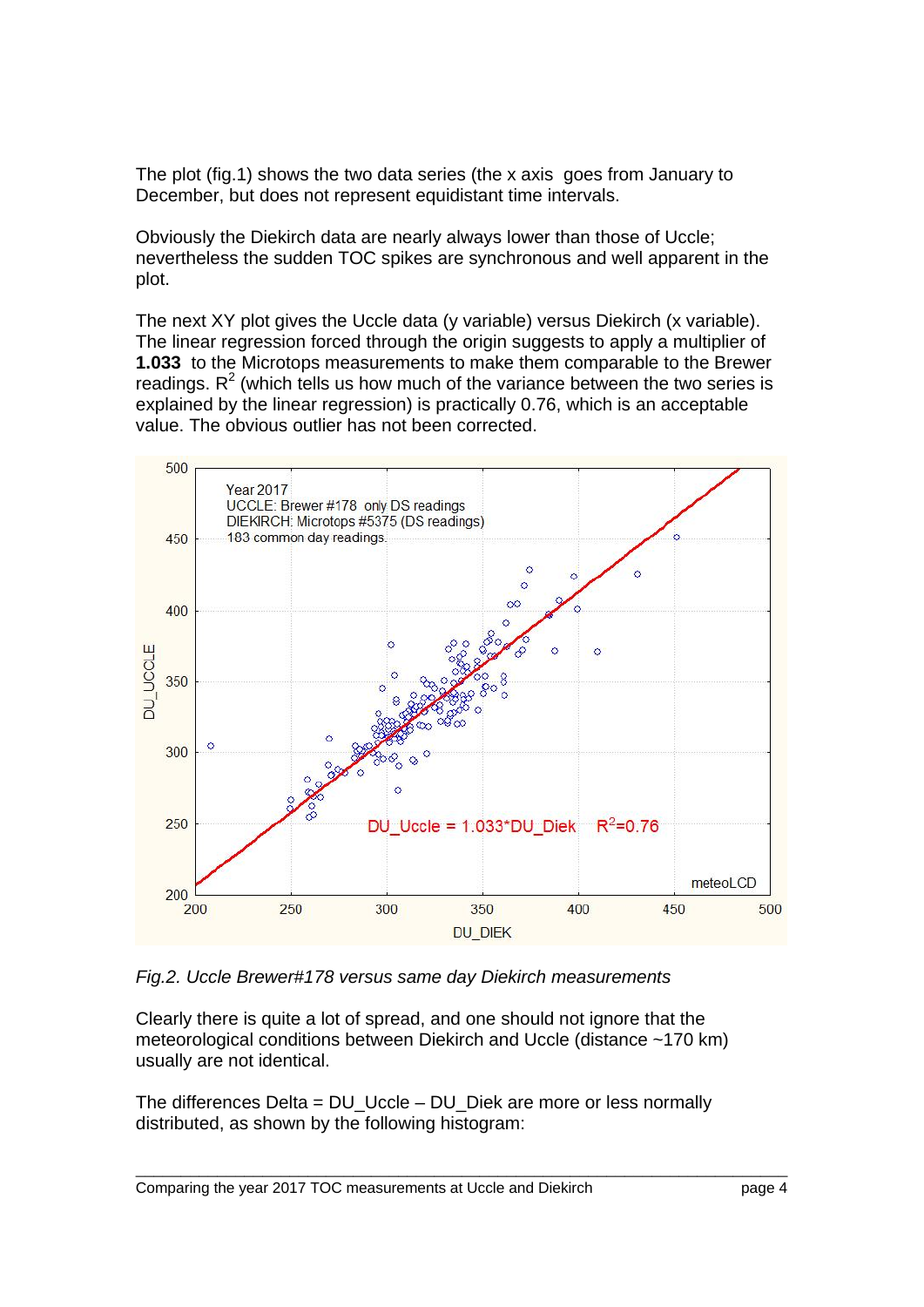The plot (fig.1) shows the two data series (the x axis goes from January to December, but does not represent equidistant time intervals.

Obviously the Diekirch data are nearly always lower than those of Uccle; nevertheless the sudden TOC spikes are synchronous and well apparent in the plot.

The next XY plot gives the Uccle data (y variable) versus Diekirch (x variable). The linear regression forced through the origin suggests to apply a multiplier of **1.033** to the Microtops measurements to make them comparable to the Brewer readings. $R^2$ (which tells us how much of the variance between the two series is explained by the linear regression) is practically 0.76, which is an acceptable value. The obvious outlier has not been corrected.

*Fig.2. Uccle Brewer#178 versus same day Diekirch measurements*

Clearly there is quite a lot of spread, and one should not ignore that the meteorological conditions between Diekirch and Uccle (distance ~170 km) usually are not identical.

The differences Delta = DU_Uccle – DU_Diek are more or less normally distributed, as shown by the following histogram: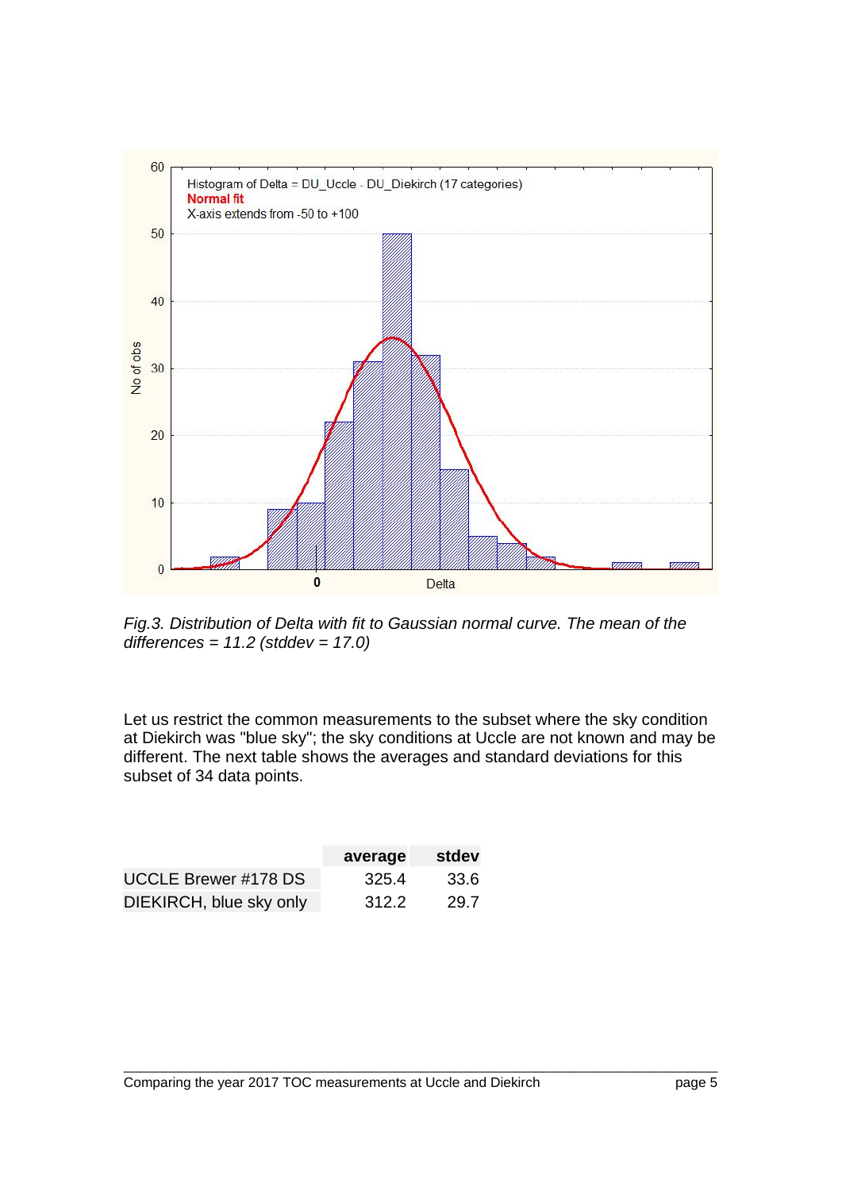*Fig.3. Distribution of Delta with fit to Gaussian normal curve. The mean of the differences = 11.2 (stddev = 17.0)*

Let us restrict the common measurements to the subset where the sky condition at Diekirch was "blue sky"; the sky conditions at Uccle are not known and may be different. The next table shows the averages and standard deviations for this subset of 34 data points.

| | **average** | **stdev** |
|---|---|---|
| UCCLE Brewer #178 DS | 325.4 | 33.6 |
| DIEKIRCH, blue sky only | 312.2 | 29.7 |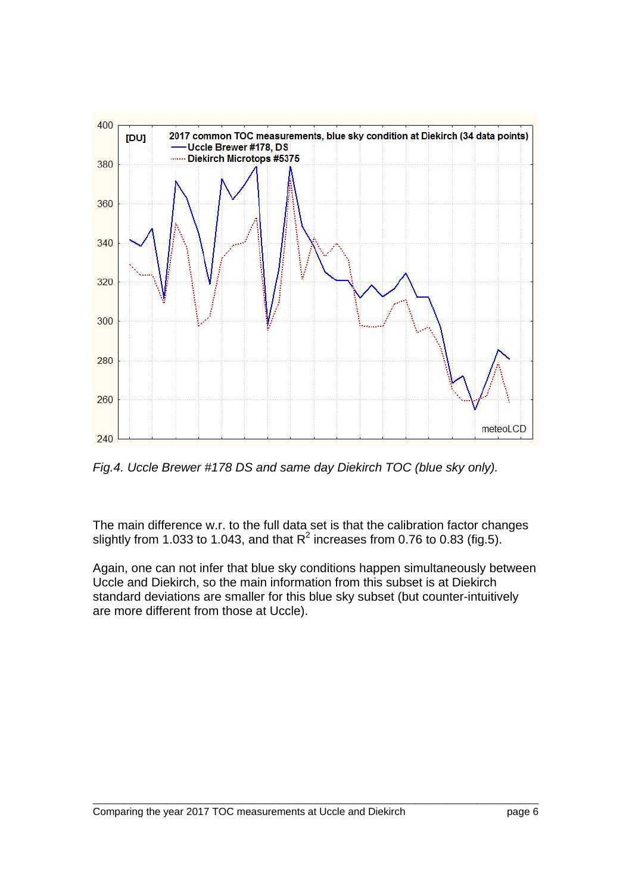*Fig.4. Uccle Brewer #178 DS and same day Diekirch TOC (blue sky only).*

The main difference w.r. to the full data set is that the calibration factor changes slightly from 1.033 to 1.043, and that $R^2$ increases from 0.76 to 0.83 (fig.5).

Again, one can not infer that blue sky conditions happen simultaneously between Uccle and Diekirch, so the main information from this subset is at Diekirch standard deviations are smaller for this blue sky subset (but counter-intuitively are more different from those at Uccle).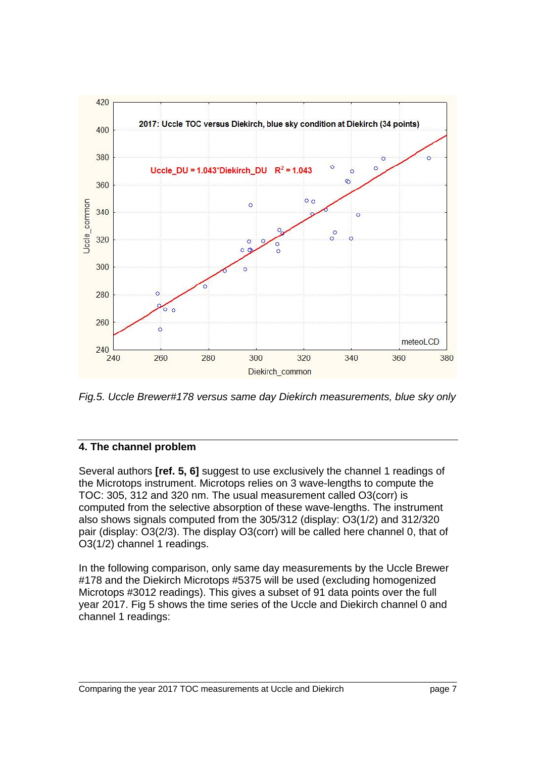*Fig.5. Uccle Brewer#178 versus same day Diekirch measurements, blue sky only*

## 4. The channel problem

Several authors **[ref. 5, 6]** suggest to use exclusively the channel 1 readings of the Microtops instrument. Microtops relies on 3 wave-lengths to compute the TOC: 305, 312 and 320 nm. The usual measurement called O3(corr) is computed from the selective absorption of these wave-lengths. The instrument also shows signals computed from the 305/312 (display: O3(1/2) and 312/320 pair (display: O3(2/3). The display O3(corr) will be called here channel 0, that of O3(1/2) channel 1 readings.

In the following comparison, only same day measurements by the Uccle Brewer #178 and the Diekirch Microtops #5375 will be used (excluding homogenized Microtops #3012 readings). This gives a subset of 91 data points over the full year 2017. Fig 5 shows the time series of the Uccle and Diekirch channel 0 and channel 1 readings: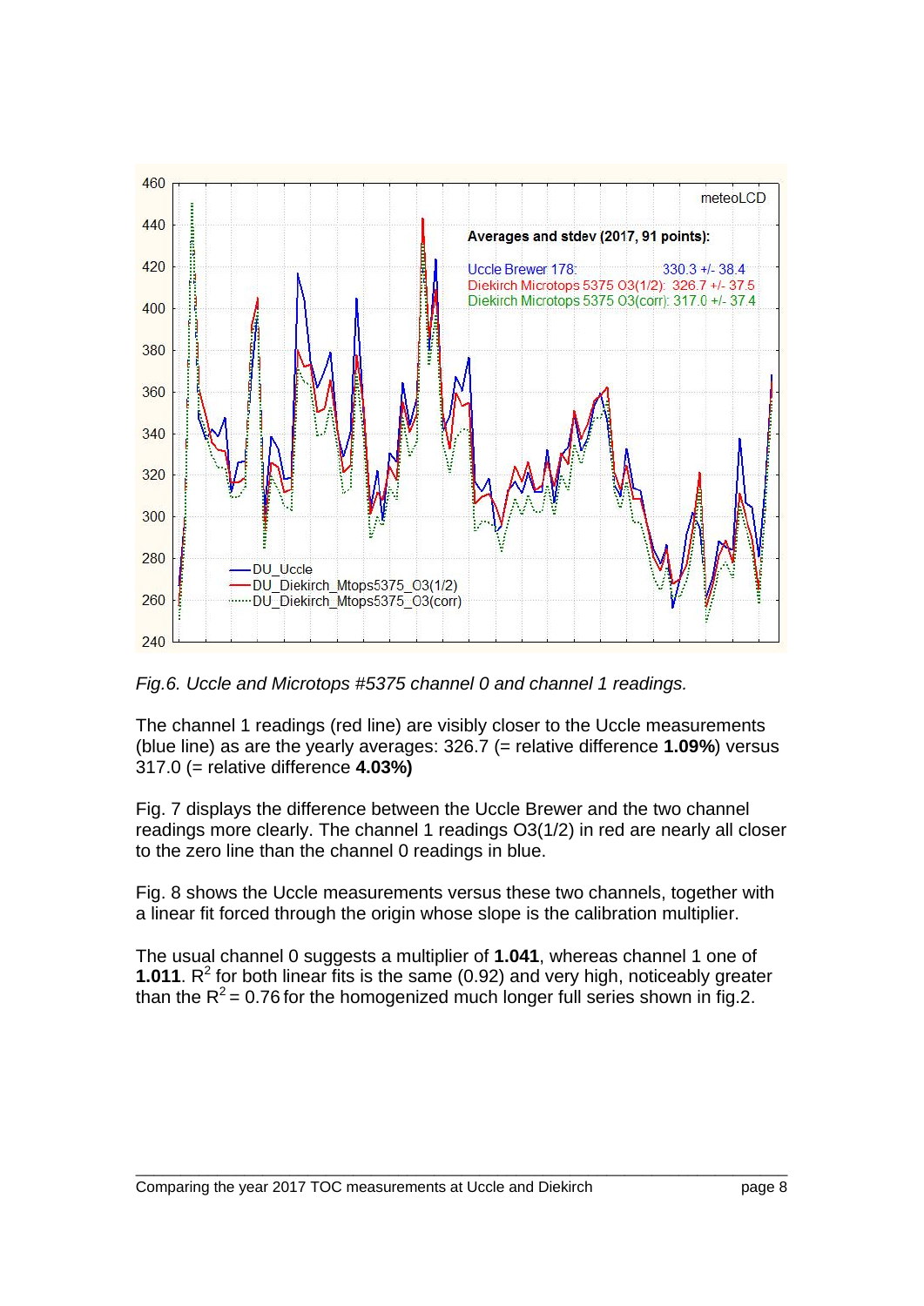*Fig.6. Uccle and Microtops #5375 channel 0 and channel 1 readings.*

The channel 1 readings (red line) are visibly closer to the Uccle measurements (blue line) as are the yearly averages: 326.7 (= relative difference **1.09%**) versus 317.0 (= relative difference **4.03%)**

Fig. 7 displays the difference between the Uccle Brewer and the two channel readings more clearly. The channel 1 readings O3(1/2) in red are nearly all closer to the zero line than the channel 0 readings in blue.

Fig. 8 shows the Uccle measurements versus these two channels, together with a linear fit forced through the origin whose slope is the calibration multiplier.

The usual channel 0 suggests a multiplier of **1.041**, whereas channel 1 one of **1.011**. $R^2$ for both linear fits is the same (0.92) and very high, noticeably greater than the $R^2 = 0.76$ for the homogenized much longer full series shown in fig.2.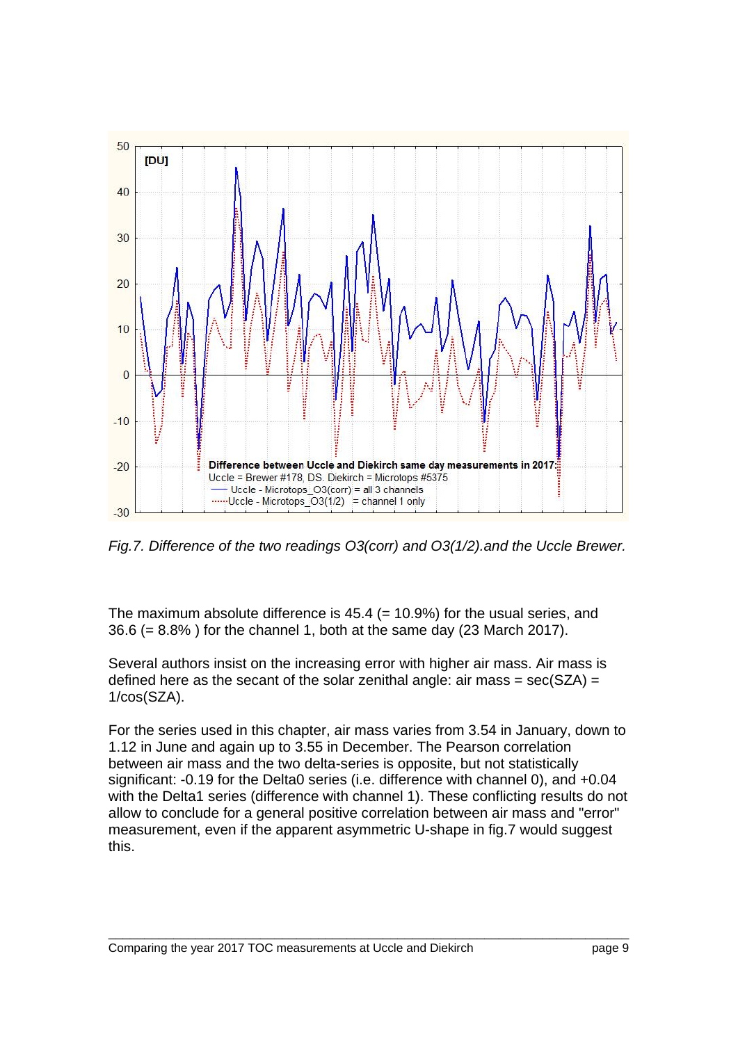*Fig.7. Difference of the two readings O3(corr) and O3(1/2).and the Uccle Brewer.*

The maximum absolute difference is 45.4 (= 10.9%) for the usual series, and 36.6 (= 8.8% ) for the channel 1, both at the same day (23 March 2017).

Several authors insist on the increasing error with higher air mass. Air mass is defined here as the secant of the solar zenithal angle: air mass = sec(SZA) = 1/cos(SZA).

For the series used in this chapter, air mass varies from 3.54 in January, down to 1.12 in June and again up to 3.55 in December. The Pearson correlation between air mass and the two delta-series is opposite, but not statistically significant: -0.19 for the Delta0 series (i.e. difference with channel 0), and +0.04 with the Delta1 series (difference with channel 1). These conflicting results do not allow to conclude for a general positive correlation between air mass and "error" measurement, even if the apparent asymmetric U-shape in fig.7 would suggest this.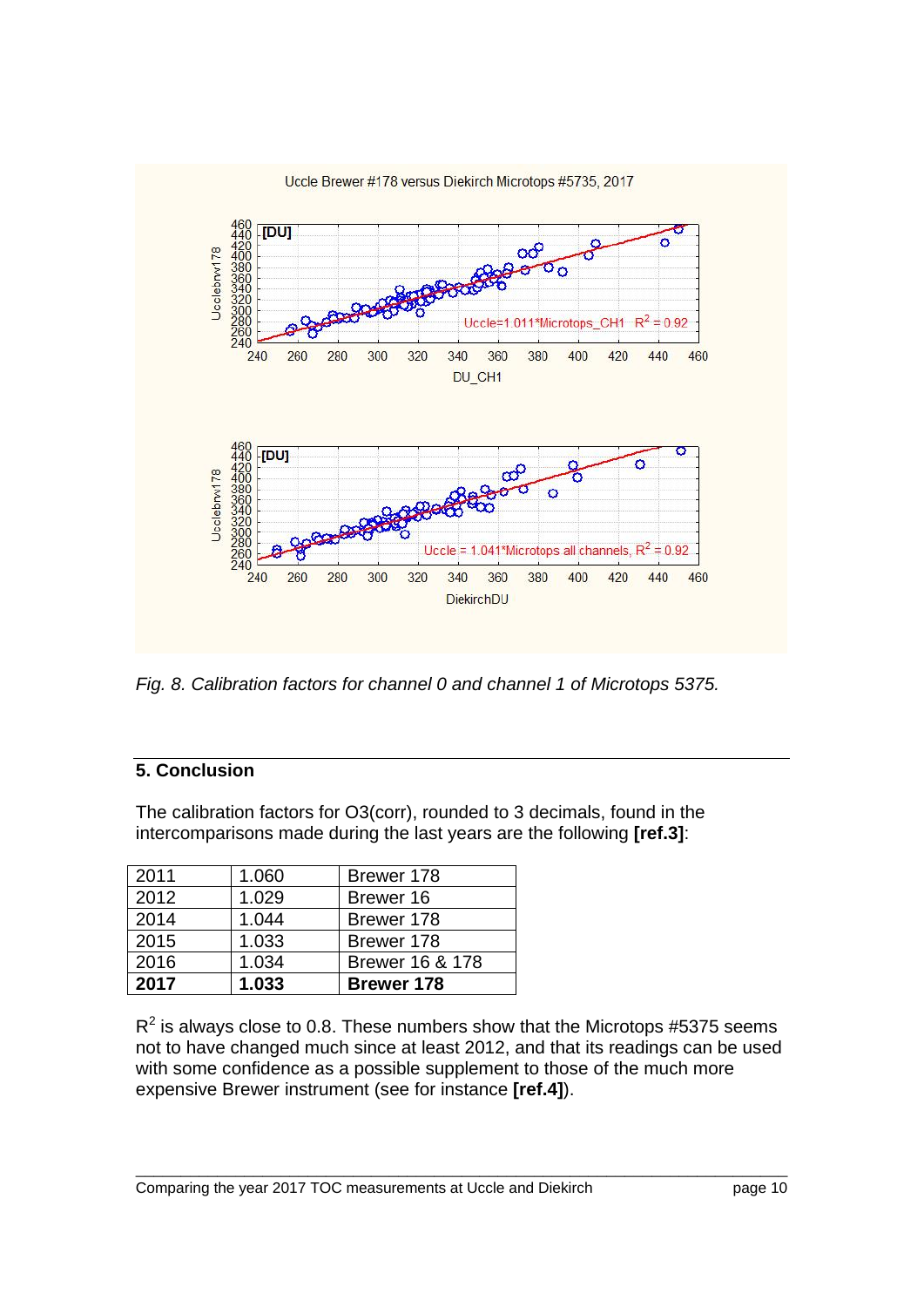*Fig. 8. Calibration factors for channel 0 and channel 1 of Microtops 5375.*

## 5. Conclusion

The calibration factors for O3(corr), rounded to 3 decimals, found in the intercomparisons made during the last years are the following **[ref.3]**:

| | | |
|---|---|---|
| 2011 | 1.060 | Brewer 178 |
| 2012 | 1.029 | Brewer 16 |
| 2014 | 1.044 | Brewer 178 |
| 2015 | 1.033 | Brewer 178 |
| 2016 | 1.034 | Brewer 16 & 178 |
| **2017** | **1.033** | **Brewer 178** |

$R^2$ is always close to 0.8. These numbers show that the Microtops #5375 seems not to have changed much since at least 2012, and that its readings can be used with some confidence as a possible supplement to those of the much more expensive Brewer instrument (see for instance **[ref.4]**).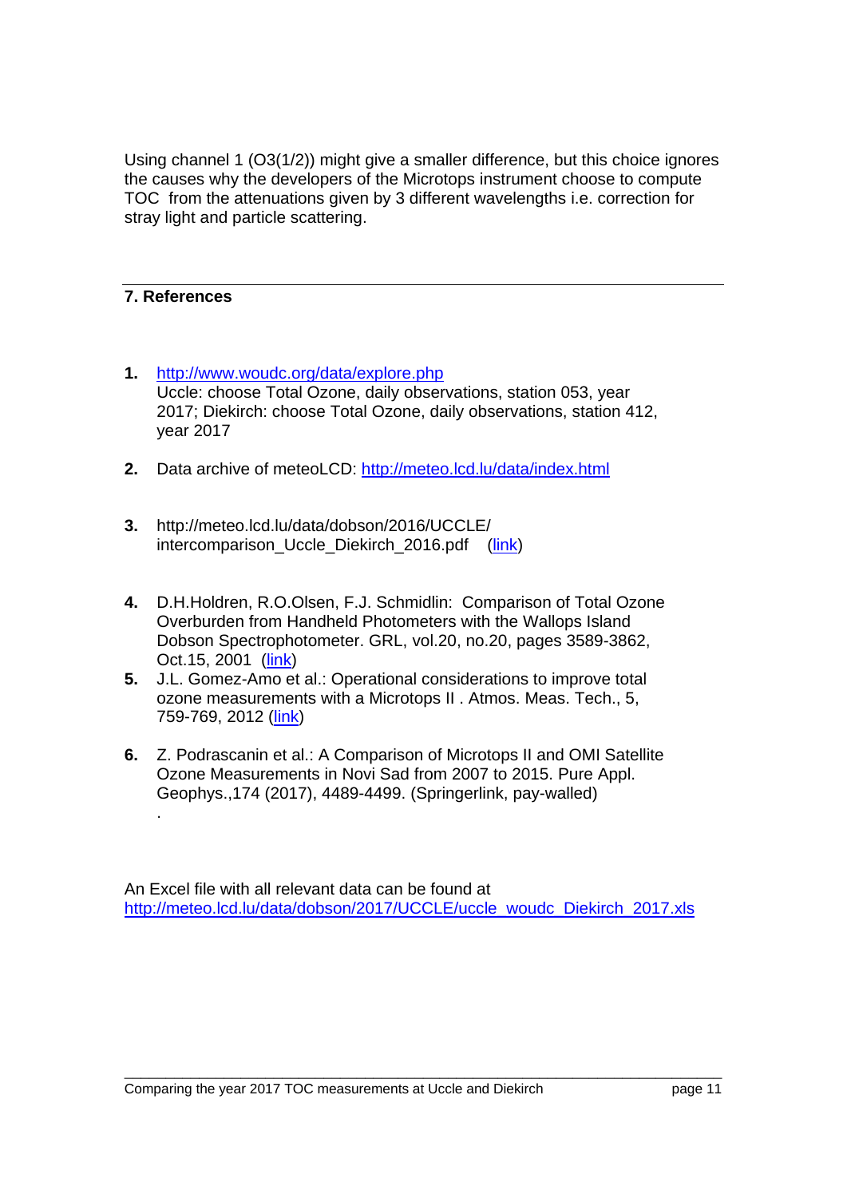Using channel 1 ($O3(1/2)$) might give a smaller difference, but this choice ignores the causes why the developers of the Microtops instrument choose to compute TOC from the attenuations given by 3 different wavelengths i.e. correction for stray light and particle scattering.

## 7. References

1. http://www.woudc.org/data/explore.php
   Uccle: choose Total Ozone, daily observations, station 053, year 2017; Diekirch: choose Total Ozone, daily observations, station 412, year 2017
2. Data archive of meteoLCD: http://meteo.lcd.lu/data/index.html
3. http://meteo.lcd.lu/data/dobson/2016/UCCLE/intercomparison_Uccle_Diekirch_2016.pdf (link)
4. D.H.Holdren, R.O.Olsen, F.J. Schmidlin: Comparison of Total Ozone Overburden from Handheld Photometers with the Wallops Island Dobson Spectrophotometer. GRL, vol.20, no.20, pages 3589-3862, Oct.15, 2001 (link)
5. J.L. Gomez-Amo et al.: Operational considerations to improve total ozone measurements with a Microtops II . Atmos. Meas. Tech., 5, 759-769, 2012 (link)
6. Z. Podrascanin et al.: A Comparison of Microtops II and OMI Satellite Ozone Measurements in Novi Sad from 2007 to 2015. Pure Appl. Geophys.,174 (2017), 4489-4499. (Springerlink, pay-walled)
   .

An Excel file with all relevant data can be found at
http://meteo.lcd.lu/data/dobson/2017/UCCLE/uccle_woudc_Diekirch_2017.xls